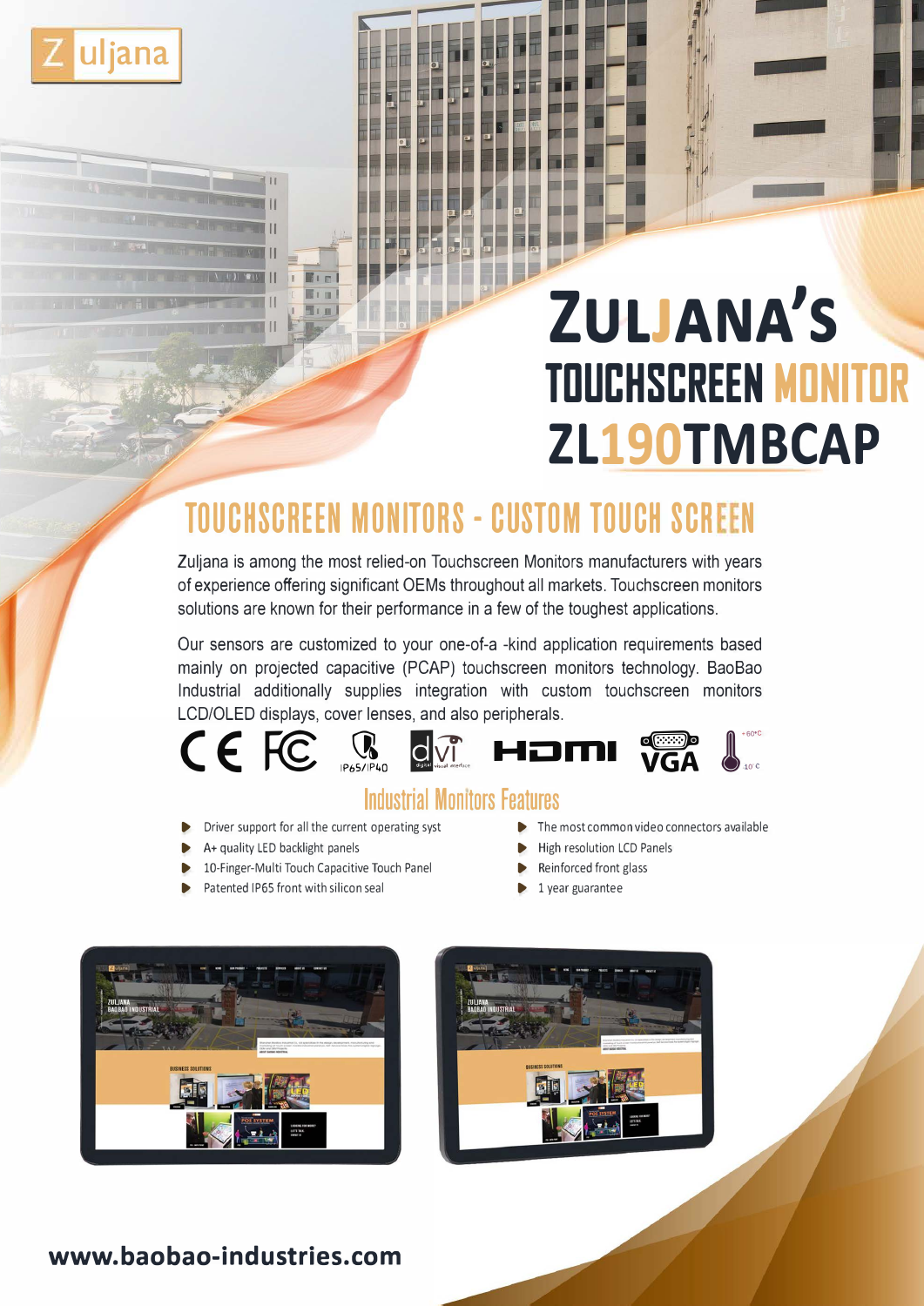Zuljana

# ZULJANA'S TOUCHSCREEN MONITOR ZL190TMBCAP

## TOUCHSCREEN MONITORS - CUSTOM TOUCH SCREEN

Zuljana is among the most relied-on Touchscreen Monitors manufacturers with years of experience offering significant OEMs throughout all markets. Touchscreen monitors solutions are known for their performance in a few of the toughest applications.

Our sensors are customized to your one-of-a -kind application requirements based mainly on projected capacitive (PCAP) touchscreen monitors technology. BaoBao Industrial additionally supplies integration with custom touchscreen monitors LCD/OLED displays, cover lenses, and also peripherals.

CE FC IP65/IP40 DVI HDMI VGA +60°C -10°C

### Industrial Monitors Features

- Driver support for all the current operating syst
- A+ quality LED backlight panels
- 10-Finger-Multi Touch Capacitive Touch Panel
- Patented IP65 front with silicon seal
- The most common video connectors available
- High resolution LCD Panels
- Reinforced front glass
- 1 year guarantee

www.baobao-industries.com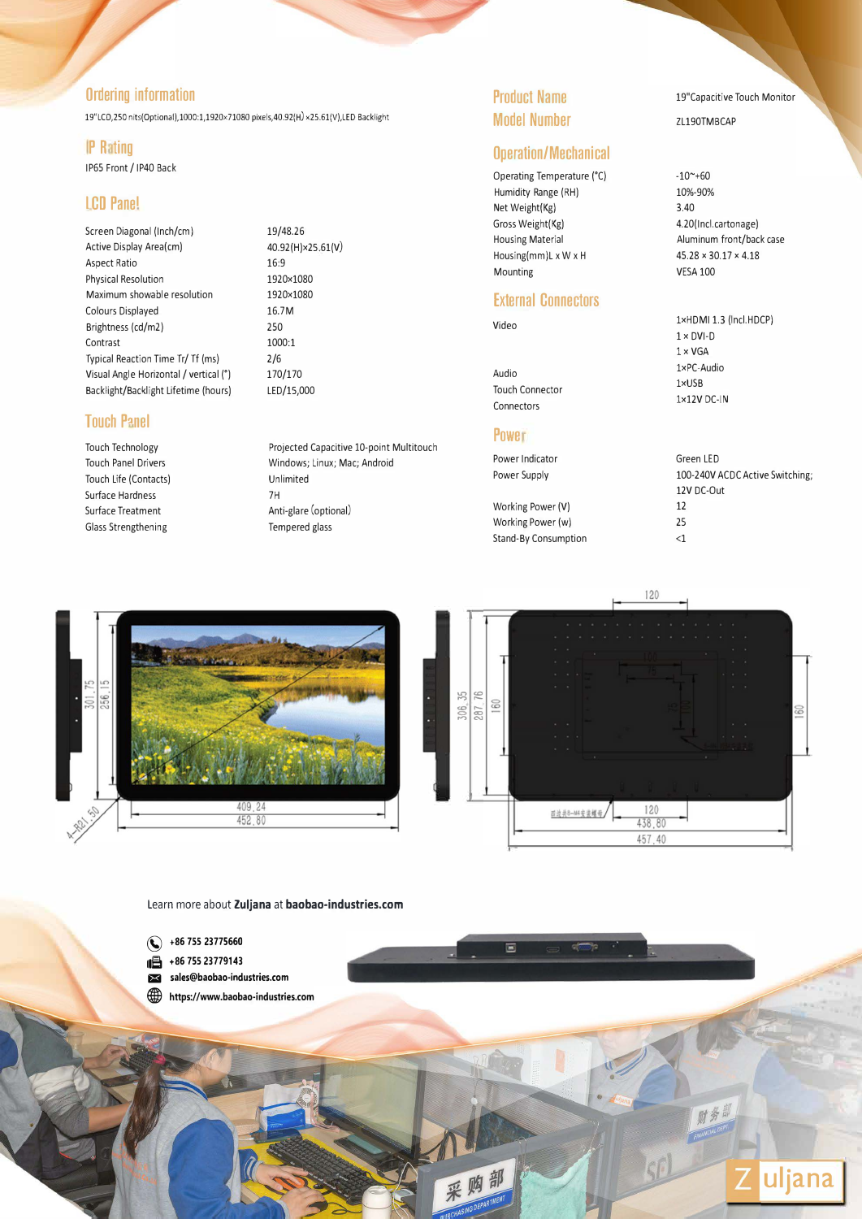## Ordering information

19"LCD,250 nits(Optional),1000:1,1920×71080 pixels,40.92(H) ×25.61(V),LED Backlight

## IP Rating

IP65 Front / IP40 Back

## LCD Panel

| | |
|---|---|
| Screen Diagonal (Inch/cm) | 19/48.26 |
| Active Display Area(cm) | 40.92(H)×25.61(V) |
| Aspect Ratio | 16:9 |
| Physical Resolution | 1920×1080 |
| Maximum showable resolution | 1920×1080 |
| Colours Displayed | 16.7M |
| Brightness (cd/m2) | 250 |
| Contrast | 1000:1 |
| Typical Reaction Time Tr/ Tf (ms) | 2/6 |
| Visual Angle Horizontal / vertical (°) | 170/170 |
| Backlight/Backlight Lifetime (hours) | LED/15,000 |

## Touch Panel

| | |
|---|---|
| Touch Technology | Projected Capacitive 10-point Multitouch |
| Touch Panel Drivers | Windows; Linux; Mac; Android |
| Touch Life (Contacts) | Unlimited |
| Surface Hardness | 7H |
| Surface Treatment | Anti-glare (optional) |
| Glass Strengthening | Tempered glass |

| | |
|---|---|
| **Product Name** | 19"Capacitive Touch Monitor |
| **Model Number** | ZL190TMBCAP |

## Operation/Mechanical

| | |
|---|---|
| Operating Temperature (°C) | -10~+60 |
| Humidity Range (RH) | 10%-90% |
| Net Weight(Kg) | 3.40 |
| Gross Weight(Kg) | 4.20(Incl.cartonage) |
| Housing Material | Aluminum front/back case |
| Housing(mm)L x W x H | 45.28 × 30.17 × 4.18 |
| Mounting | VESA 100 |

## External Connectors

| | |
|---|---|
| Video | 1×HDMI 1.3 (Incl.HDCP)<br>1 × DVI-D<br>1 × VGA |
| Audio | 1×PC-Audio |
| Touch Connector | 1×USB |
| Connectors | 1×12V DC-IN |

## Power

| | |
|---|---|
| Power Indicator | Green LED |
| Power Supply | 100-240V ACDC Active Switching; 12V DC-Out |
| Working Power (V) | 12 |
| Working Power (w) | 25 |
| Stand-By Consumption | <1 |

301.75
256.15
409.24
452.80
4-R21.50
306.35
287.76
160
120
100
75
100
160
120
438.80
457.40

Learn more about **Zuljana** at **baobao-industries.com**

- +86 755 23775660
- +86 755 23779143
- sales@baobao-industries.com
- https://www.baobao-industries.com